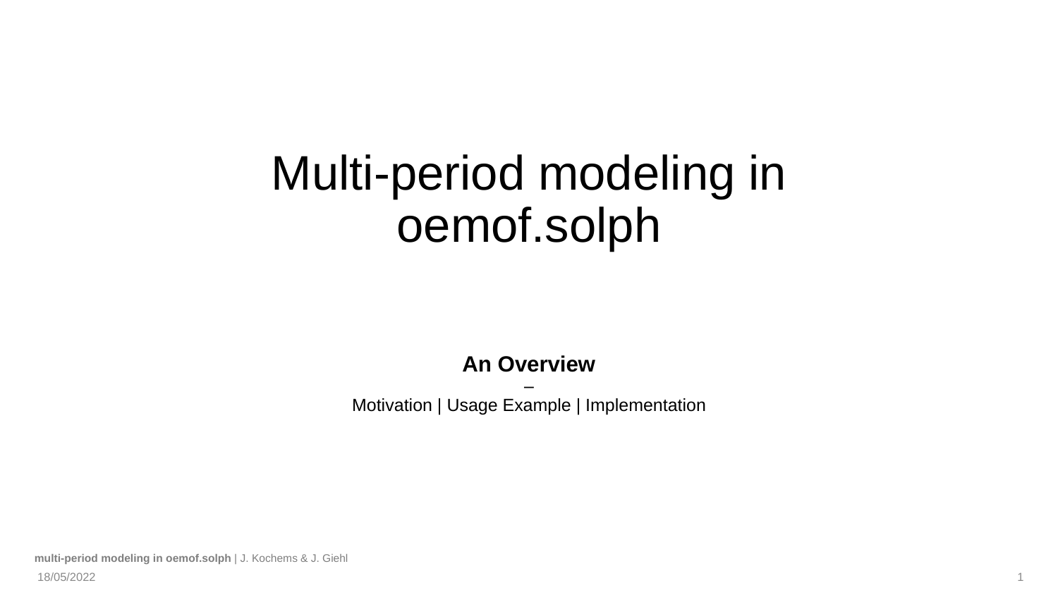# Multi-period modeling in oemof.solph

**An Overview**

–

Motivation | Usage Example | Implementation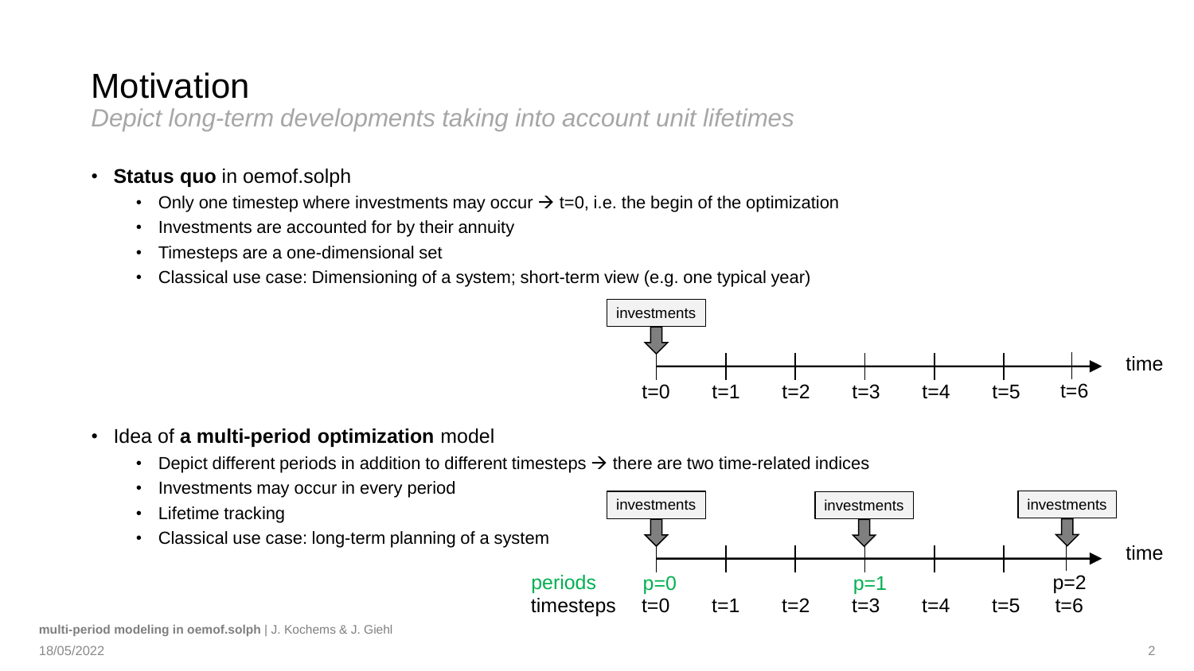# Motivation

*Depict long-term developments taking into account unit lifetimes*

- **Status quo** in oemof.solph
  - Only one timestep where investments may occur → t=0, i.e. the begin of the optimization
  - Investments are accounted for by their annuity
  - Timesteps are a one-dimensional set
  - Classical use case: Dimensioning of a system; short-term view (e.g. one typical year)

investments

time

t=0 t=1 t=2 t=3 t=4 t=5 t=6

- Idea of **a multi-period optimization** model
  - Depict different periods in addition to different timesteps → there are two time-related indices
  - Investments may occur in every period
  - Lifetime tracking
  - Classical use case: long-term planning of a system

investments investments investments

time

periods p=0 p=1 p=2

timesteps t=0 t=1 t=2 t=3 t=4 t=5 t=6

**multi-period modeling in oemof.solph** | J. Kochems & J. Giehl

18/05/2022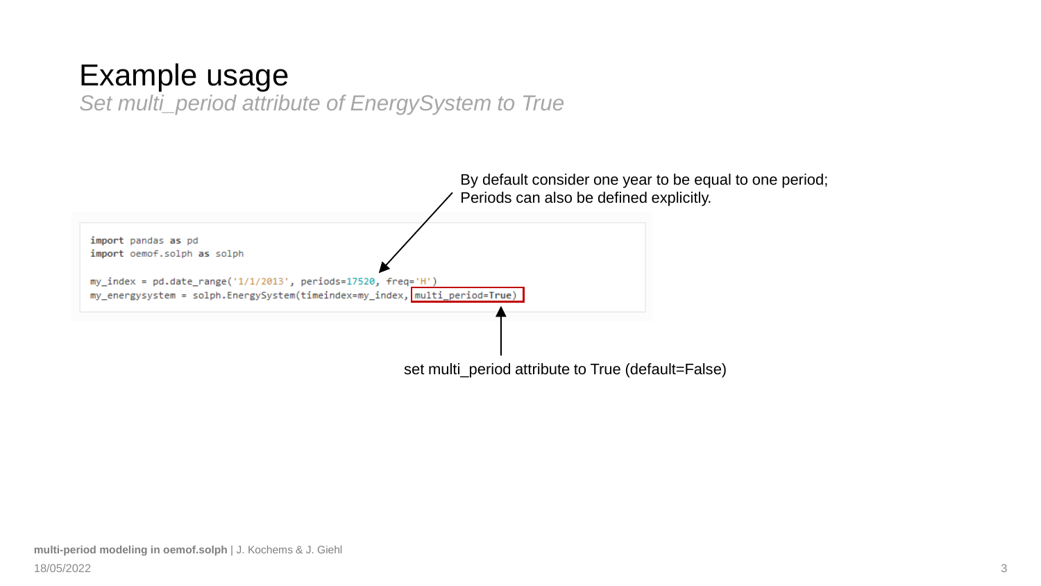# Example usage

*Set multi_period attribute of EnergySystem to True*

By default consider one year to be equal to one period;
Periods can also be defined explicitly.

```
import pandas as pd
import oemof.solph as solph

my_index = pd.date_range('1/1/2013', periods=17520, freq='H')
my_energysystem = solph.EnergySystem(timeindex=my_index, multi_period=True)
```

set multi_period attribute to True (default=False)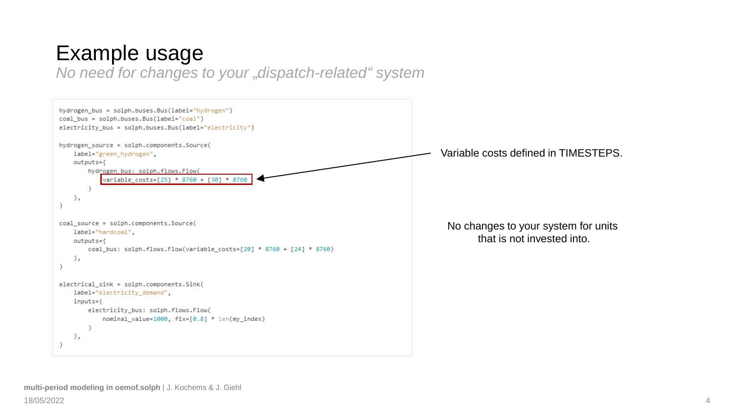# Example usage

*No need for changes to your „dispatch-related“ system*

```
hydrogen_bus = solph.buses.Bus(label="hydrogen")
coal_bus = solph.buses.Bus(label="coal")
electricity_bus = solph.buses.Bus(label="electricity")

hydrogen_source = solph.components.Source(
    label="green_hydrogen",
    outputs={
        hydrogen_bus: solph.flows.Flow(
            variable_costs=[25] * 8760 + [30] * 8760
        )
    },
)

coal_source = solph.components.Source(
    label="hardcoal",
    outputs={
        coal_bus: solph.flows.Flow(variable_costs=[20] * 8760 + [24] * 8760)
    },
)

electrical_sink = solph.components.Sink(
    label="electricity_demand",
    inputs={
        electricity_bus: solph.flows.Flow(
            nominal_value=1000, fix=[0.8] * len(my_index)
        )
    },
)
```

Variable costs defined in TIMESTEPS.

No changes to your system for units that is not invested into.

**multi-period modeling in oemof.solph** | J. Kochems & J. Giehl

18/05/2022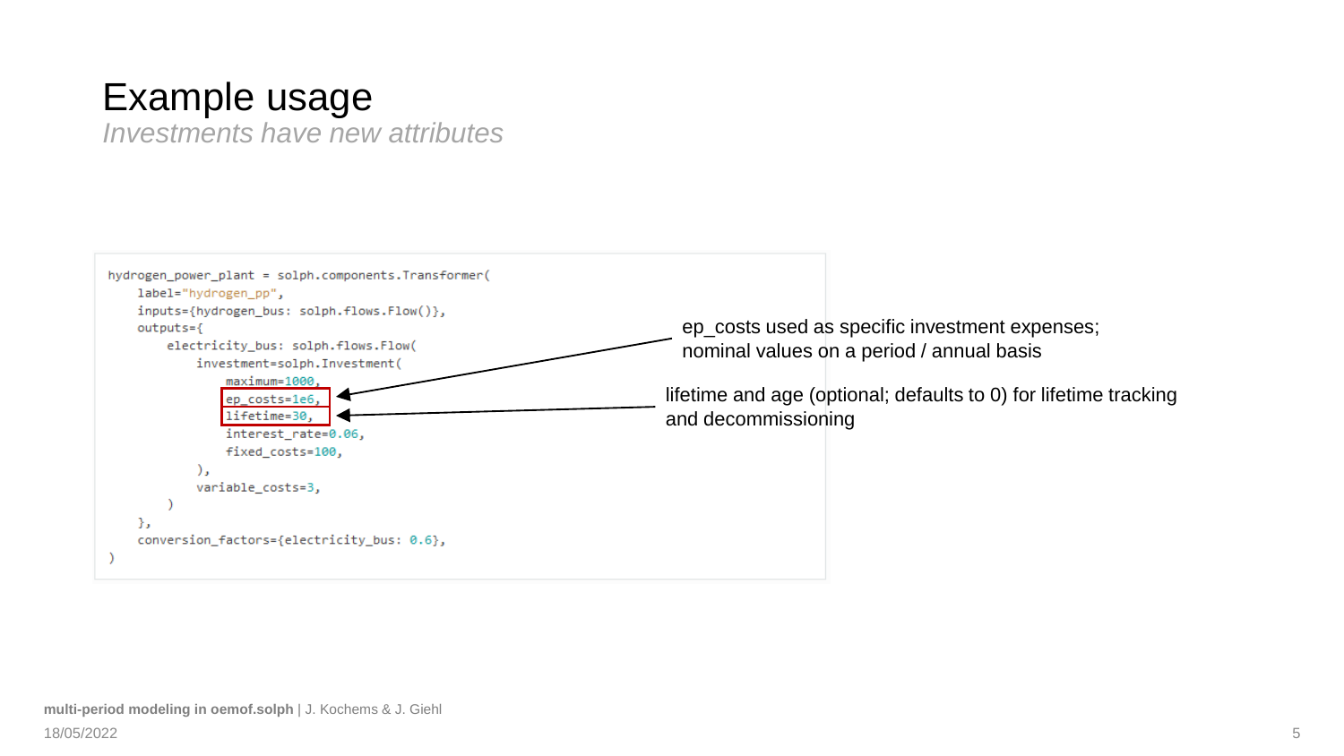# Example usage

*Investments have new attributes*

```python
hydrogen_power_plant = solph.components.Transformer(
    label="hydrogen_pp",
    inputs={hydrogen_bus: solph.flows.Flow()},
    outputs={
        electricity_bus: solph.flows.Flow(
            investment=solph.Investment(
                maximum=1000,
                ep_costs=1e6,
                lifetime=30,
                interest_rate=0.06,
                fixed_costs=100,
            ),
            variable_costs=3,
        )
    },
    conversion_factors={electricity_bus: 0.6},
)
```

- ep_costs used as specific investment expenses; nominal values on a period / annual basis
- lifetime and age (optional; defaults to 0) for lifetime tracking and decommissioning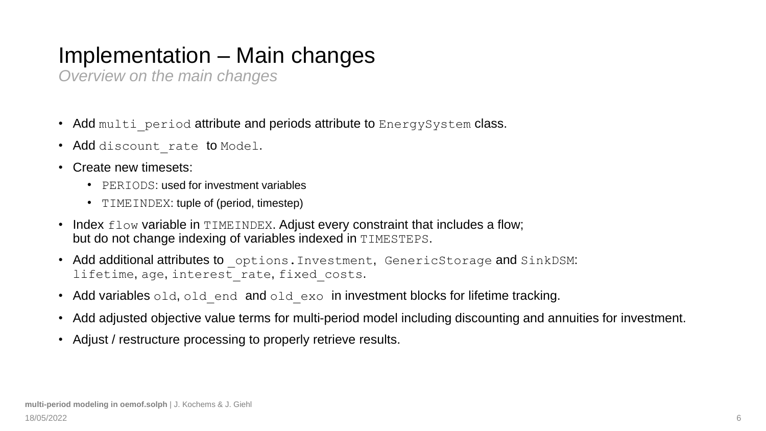# Implementation – Main changes

*Overview on the main changes*

- Add `multi_period` attribute and periods attribute to `EnergySystem` class.
- Add `discount_rate` to `Model`.
- Create new timesets:
  - `PERIODS`: used for investment variables
  - `TIMEINDEX`: tuple of (period, timestep)
- Index `flow` variable in `TIMEINDEX`. Adjust every constraint that includes a flow; but do not change indexing of variables indexed in `TIMESTEPS`.
- Add additional attributes to `_options.Investment`, `GenericStorage` and `SinkDSM`: `lifetime`, `age`, `interest_rate`, `fixed_costs`.
- Add variables `old`, `old_end` and `old_exo` in investment blocks for lifetime tracking.
- Add adjusted objective value terms for multi-period model including discounting and annuities for investment.
- Adjust / restructure processing to properly retrieve results.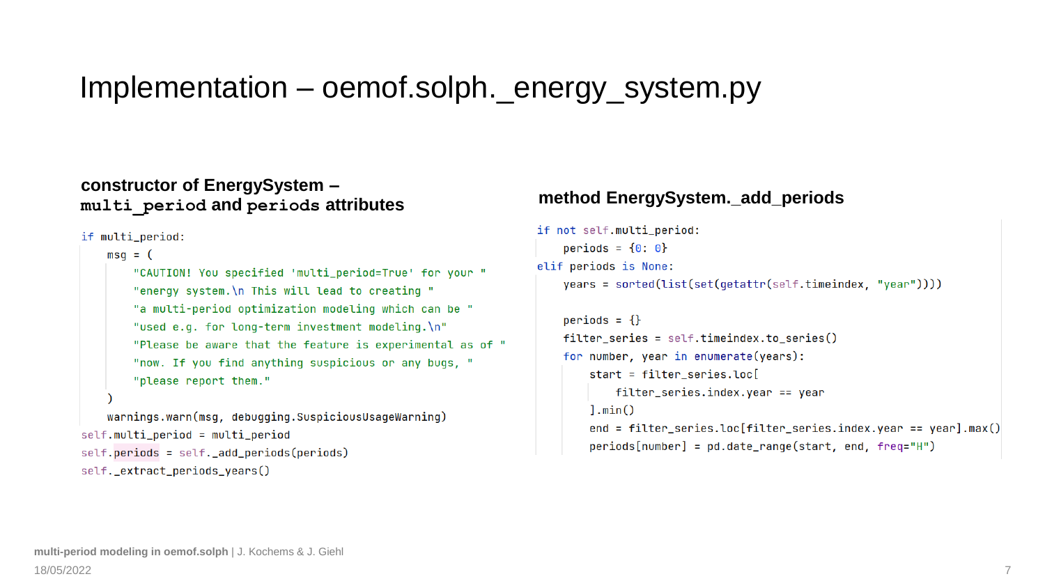# Implementation – oemof.solph._energy_system.py

## constructor of EnergySystem – `multi_period` and `periods` attributes

```python
if multi_period:
    msg = (
        "CAUTION! You specified 'multi_period=True' for your "
        "energy system.\n This will lead to creating "
        "a multi-period optimization modeling which can be "
        "used e.g. for long-term investment modeling.\n"
        "Please be aware that the feature is experimental as of "
        "now. If you find anything suspicious or any bugs, "
        "please report them."
    )
    warnings.warn(msg, debugging.SuspiciousUsageWarning)
self.multi_period = multi_period
self.periods = self._add_periods(periods)
self._extract_periods_years()
```

## method EnergySystem._add_periods

```python
if not self.multi_period:
    periods = {0: 0}
elif periods is None:
    years = sorted(list(set(getattr(self.timeindex, "year"))))

    periods = {}
    filter_series = self.timeindex.to_series()
    for number, year in enumerate(years):
        start = filter_series.loc[
            filter_series.index.year == year
        ].min()
        end = filter_series.loc[filter_series.index.year == year].max()
        periods[number] = pd.date_range(start, end, freq="H")
```

**multi-period modeling in oemof.solph** | J. Kochems & J. Giehl

18/05/2022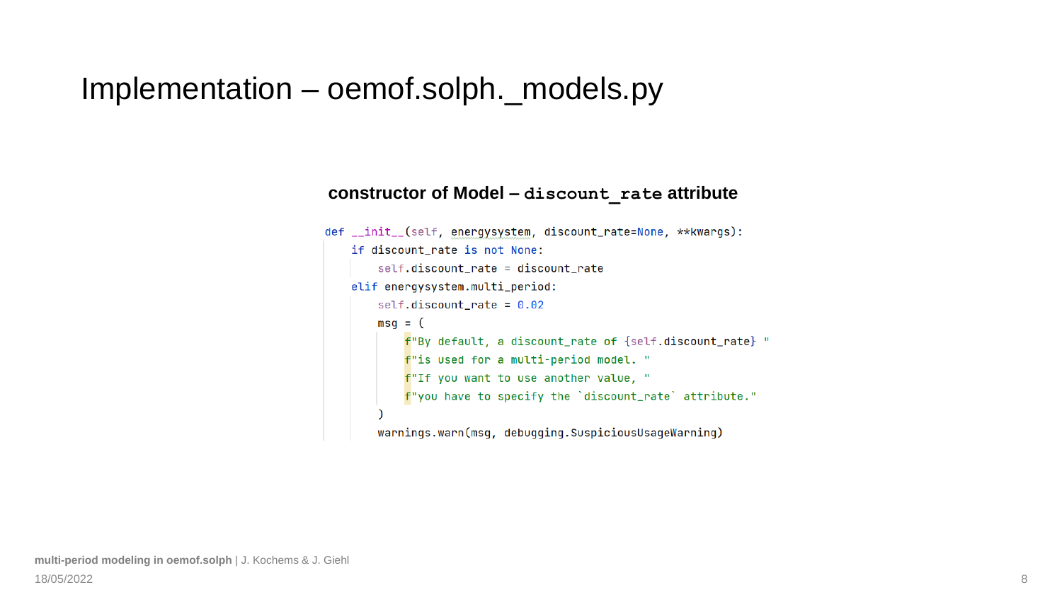# Implementation – oemof.solph._models.py

**constructor of Model – `discount_rate` attribute**

```python
def __init__(self, energysystem, discount_rate=None, **kwargs):
    if discount_rate is not None:
        self.discount_rate = discount_rate
    elif energysystem.multi_period:
        self.discount_rate = 0.02
        msg = (
            f"By default, a discount_rate of {self.discount_rate} "
            f"is used for a multi-period model. "
            f"If you want to use another value, "
            f"you have to specify the `discount_rate` attribute."
        )
        warnings.warn(msg, debugging.SuspiciousUsageWarning)
```

**multi-period modeling in oemof.solph** | J. Kochems & J. Giehl

18/05/2022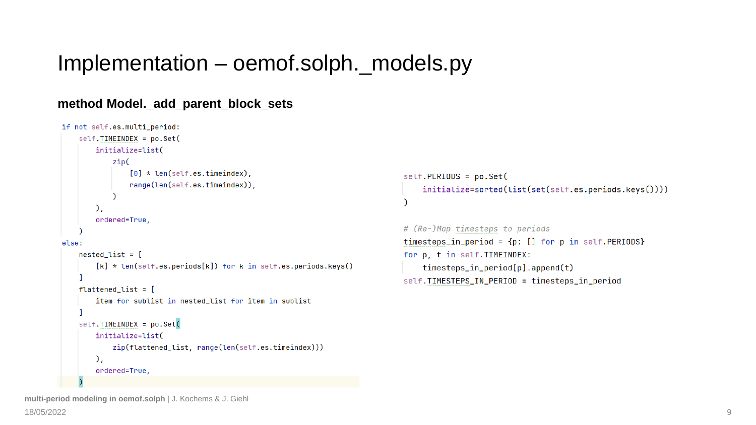# Implementation – oemof.solph._models.py

## method Model._add_parent_block_sets

```python
if not self.es.multi_period:
    self.TIMEINDEX = po.Set(
        initialize=list(
            zip(
                [0] * len(self.es.timeindex),
                range(len(self.es.timeindex)),
            )
        ),
        ordered=True,
    )
else:
    nested_list = [
        [k] * len(self.es.periods[k]) for k in self.es.periods.keys()
    ]
    flattened_list = [
        item for sublist in nested_list for item in sublist
    ]
    self.TIMEINDEX = po.Set(
        initialize=list(
            zip(flattened_list, range(len(self.es.timeindex)))
        ),
        ordered=True,
    )
```

```python
self.PERIODS = po.Set(
    initialize=sorted(list(set(self.es.periods.keys())))
)

# (Re-)Map timesteps to periods
timesteps_in_period = {p: [] for p in self.PERIODS}
for p, t in self.TIMEINDEX:
    timesteps_in_period[p].append(t)
self.TIMESTEPS_IN_PERIOD = timesteps_in_period
```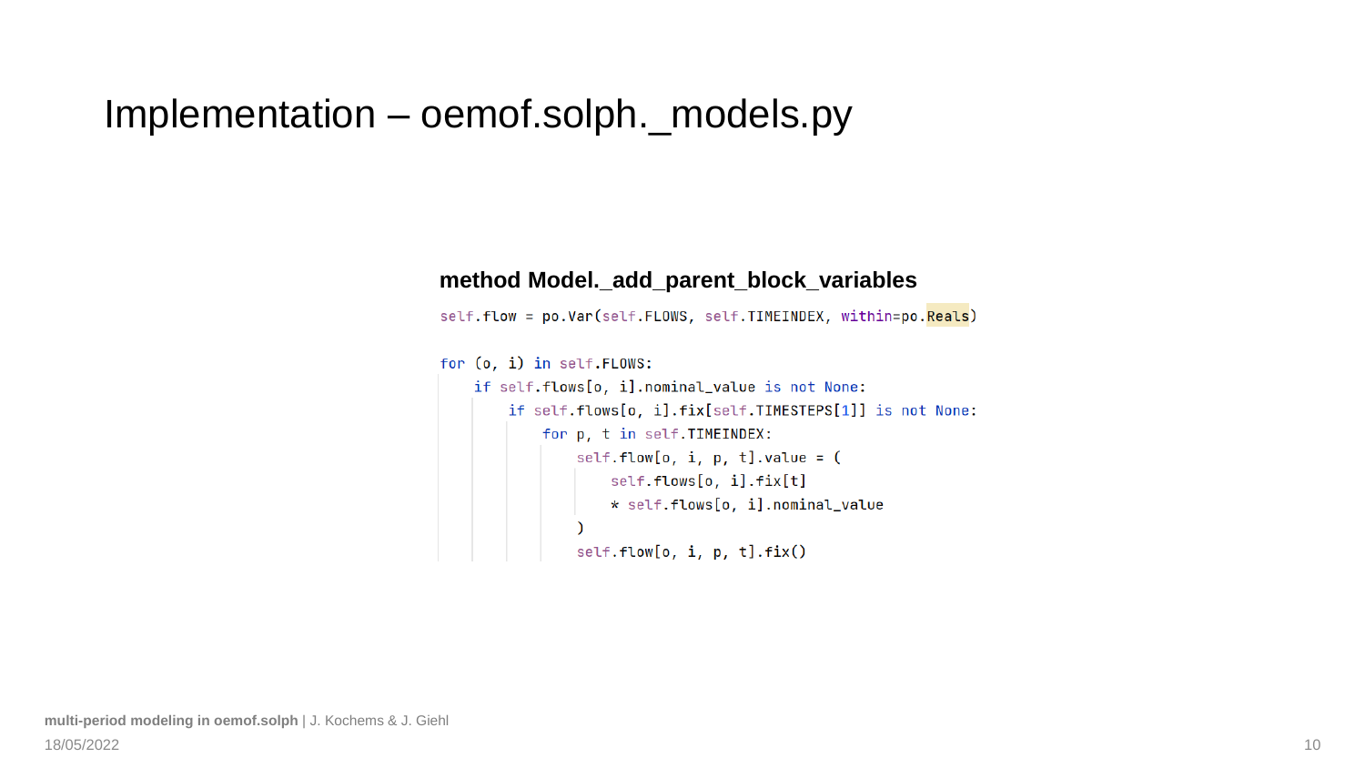# Implementation – oemof.solph._models.py

**method Model._add_parent_block_variables**

```
self.flow = po.Var(self.FLOWS, self.TIMEINDEX, within=po.Reals)

for (o, i) in self.FLOWS:
    if self.flows[o, i].nominal_value is not None:
        if self.flows[o, i].fix[self.TIMESTEPS[1]] is not None:
            for p, t in self.TIMEINDEX:
                self.flow[o, i, p, t].value = (
                    self.flows[o, i].fix[t]
                    * self.flows[o, i].nominal_value
                )
                self.flow[o, i, p, t].fix()
```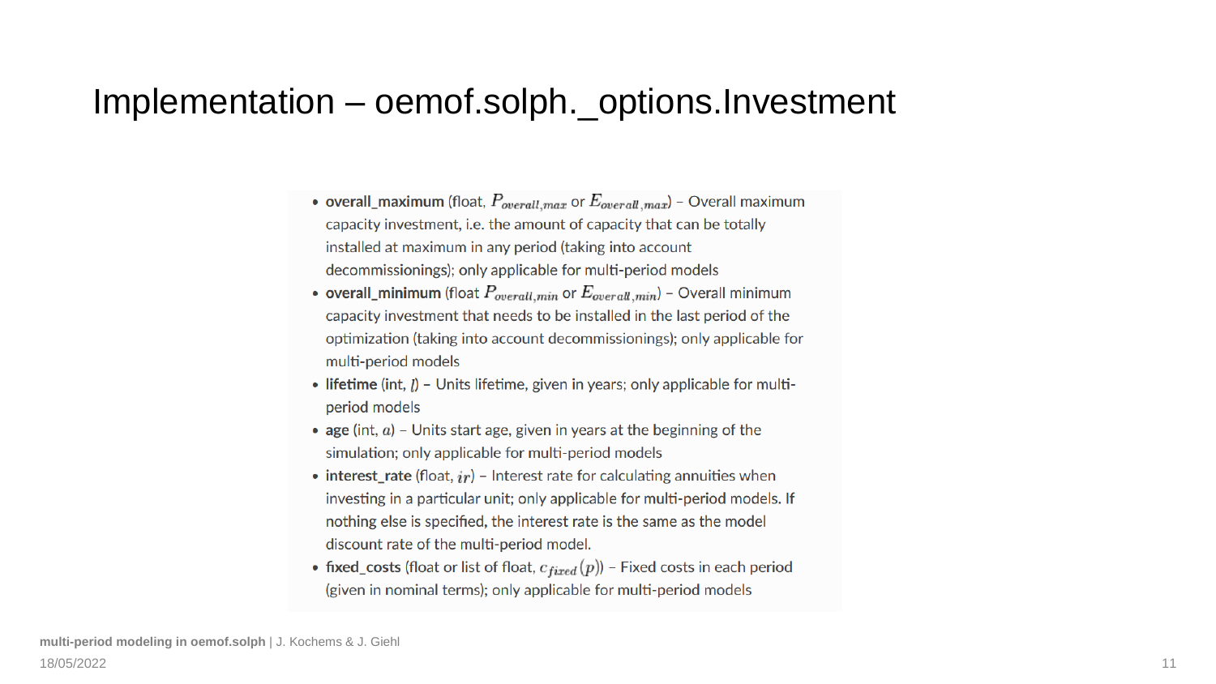# Implementation – oemof.solph._options.Investment

- **overall_maximum** (float, $P_{overall,max}$ or $E_{overall,max}$) – Overall maximum capacity investment, i.e. the amount of capacity that can be totally installed at maximum in any period (taking into account decommissionings); only applicable for multi-period models
- **overall_minimum** (float $P_{overall,min}$ or $E_{overall,min}$) – Overall minimum capacity investment that needs to be installed in the last period of the optimization (taking into account decommissionings); only applicable for multi-period models
- **lifetime** (int, $l$) – Units lifetime, given in years; only applicable for multi-period models
- **age** (int, $a$) – Units start age, given in years at the beginning of the simulation; only applicable for multi-period models
- **interest_rate** (float, $ir$) – Interest rate for calculating annuities when investing in a particular unit; only applicable for multi-period models. If nothing else is specified, the interest rate is the same as the model discount rate of the multi-period model.
- **fixed_costs** (float or list of float, $c_{fixed}(p)$) – Fixed costs in each period (given in nominal terms); only applicable for multi-period models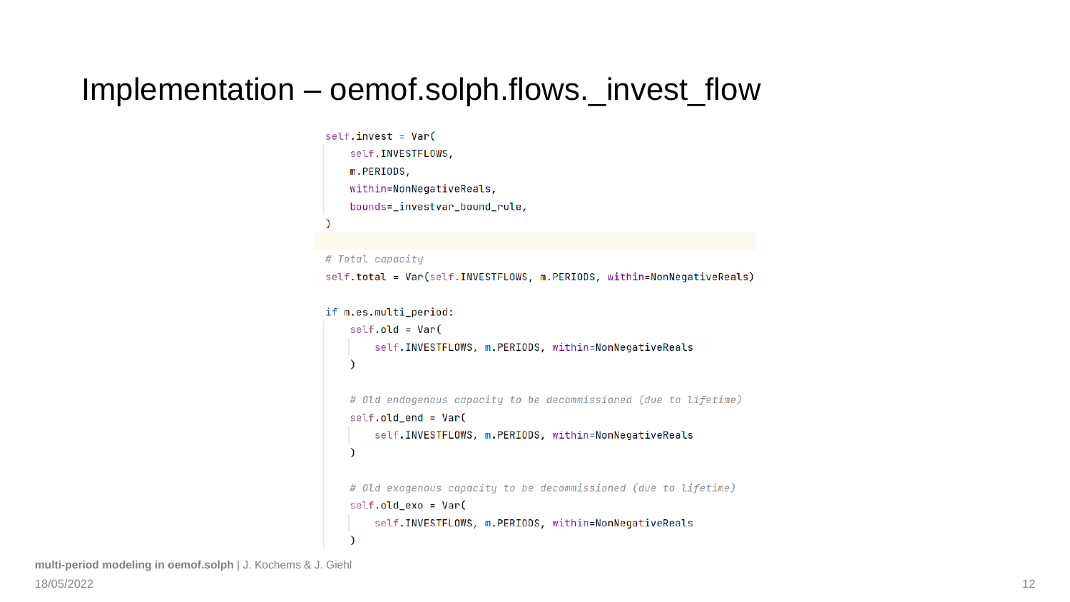# Implementation – oemof.solph.flows._invest_flow

```python
self.invest = Var(
    self.INVESTFLOWS,
    m.PERIODS,
    within=NonNegativeReals,
    bounds=_investvar_bound_rule,
)

# Total capacity
self.total = Var(self.INVESTFLOWS, m.PERIODS, within=NonNegativeReals)

if m.es.multi_period:
    self.old = Var(
        self.INVESTFLOWS, m.PERIODS, within=NonNegativeReals
    )

    # Old endogenous capacity to be decommissioned (due to lifetime)
    self.old_end = Var(
        self.INVESTFLOWS, m.PERIODS, within=NonNegativeReals
    )

    # Old exogenous capacity to be decommissioned (due to lifetime)
    self.old_exo = Var(
        self.INVESTFLOWS, m.PERIODS, within=NonNegativeReals
    )
```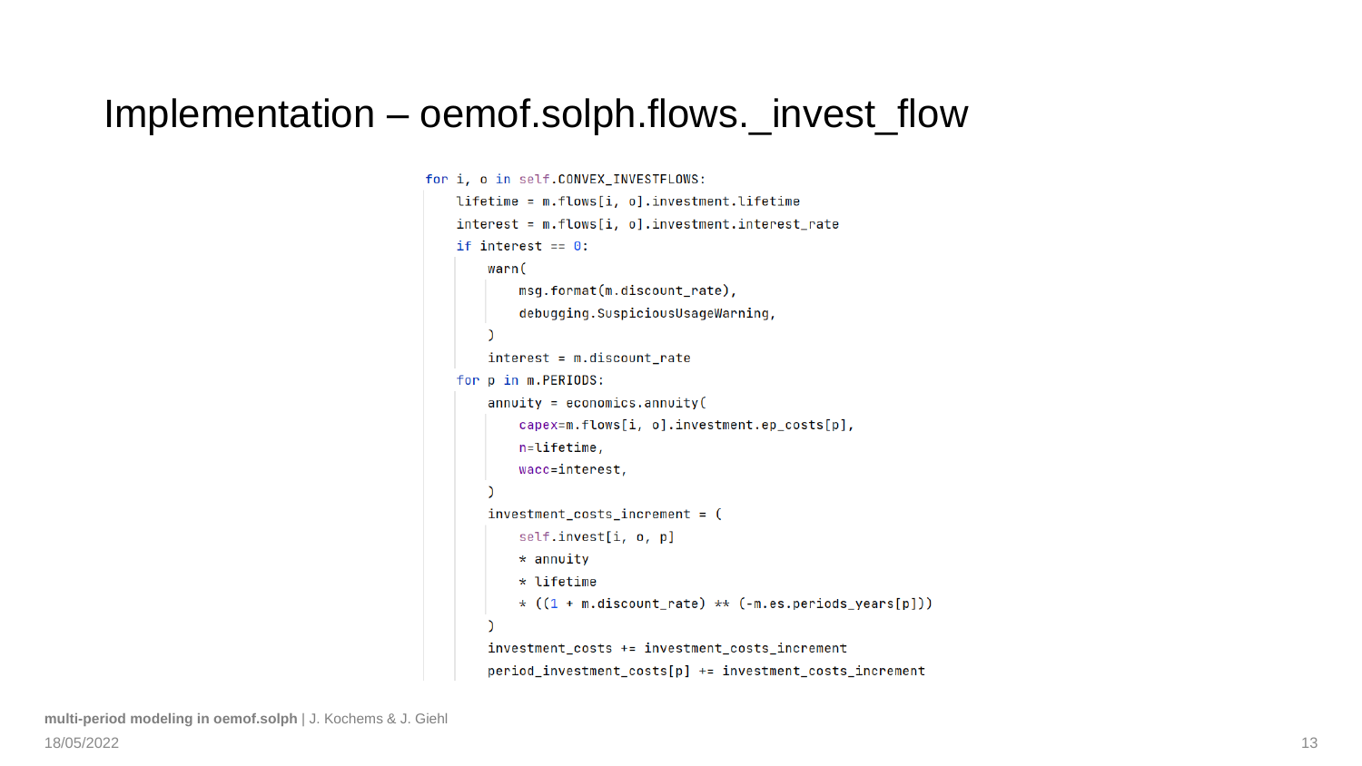# Implementation – oemof.solph.flows._invest_flow

```
for i, o in self.CONVEX_INVESTFLOWS:
    lifetime = m.flows[i, o].investment.lifetime
    interest = m.flows[i, o].investment.interest_rate
    if interest == 0:
        warn(
            msg.format(m.discount_rate),
            debugging.SuspiciousUsageWarning,
        )
        interest = m.discount_rate
    for p in m.PERIODS:
        annuity = economics.annuity(
            capex=m.flows[i, o].investment.ep_costs[p],
            n=lifetime,
            wacc=interest,
        )
        investment_costs_increment = (
            self.invest[i, o, p]
            * annuity
            * lifetime
            * ((1 + m.discount_rate) ** (-m.es.periods_years[p]))
        )
        investment_costs += investment_costs_increment
        period_investment_costs[p] += investment_costs_increment
```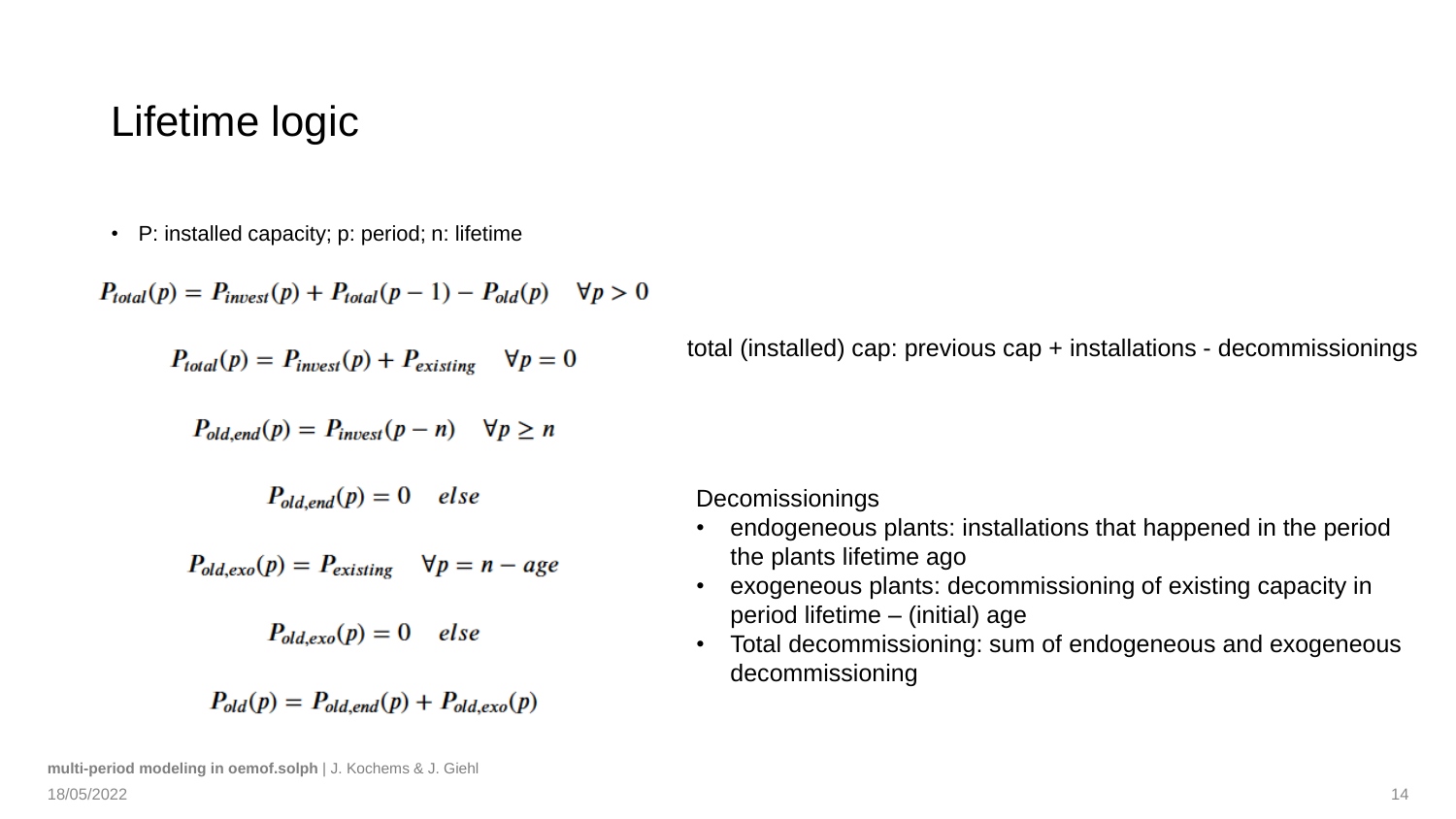# Lifetime logic

- P: installed capacity; p: period; n: lifetime

$$P_{total}(p) = P_{invest}(p) + P_{total}(p-1) - P_{old}(p) \quad \forall p > 0$$

$$P_{total}(p) = P_{invest}(p) + P_{existing} \quad \forall p = 0$$

total (installed) cap: previous cap + installations - decommissionings

$$P_{old,end}(p) = P_{invest}(p-n) \quad \forall p \geq n$$

$$P_{old,end}(p) = 0 \quad else$$

$$P_{old,exo}(p) = P_{existing} \quad \forall p = n - age$$

$$P_{old,exo}(p) = 0 \quad else$$

$$P_{old}(p) = P_{old,end}(p) + P_{old,exo}(p)$$

Decomissionings

- endogeneous plants: installations that happened in the period the plants lifetime ago
- exogeneous plants: decommissioning of existing capacity in period lifetime – (initial) age
- Total decommissioning: sum of endogeneous and exogeneous decommissioning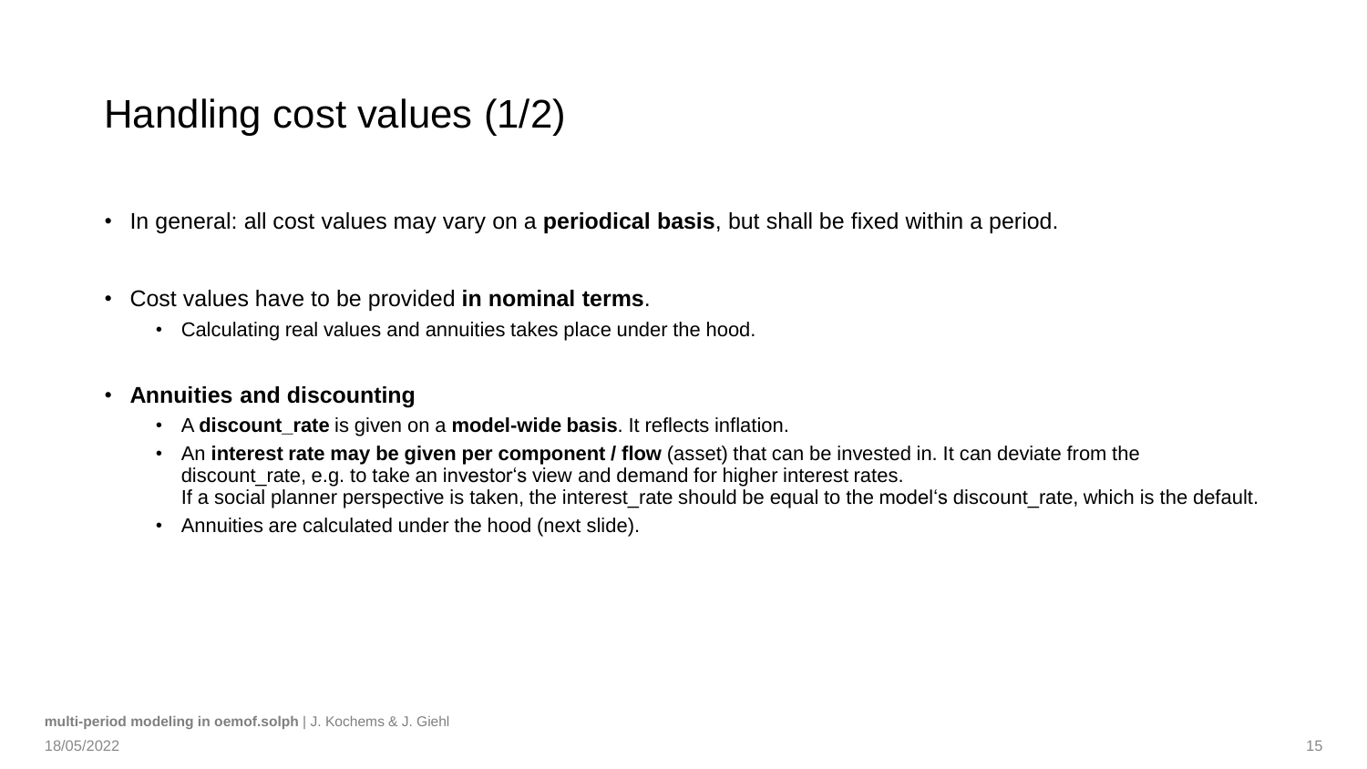# Handling cost values (1/2)

- In general: all cost values may vary on a **periodical basis**, but shall be fixed within a period.

- Cost values have to be provided **in nominal terms**.
  - Calculating real values and annuities takes place under the hood.

- **Annuities and discounting**
  - A **discount_rate** is given on a **model-wide basis**. It reflects inflation.
  - An **interest rate may be given per component / flow** (asset) that can be invested in. It can deviate from the discount_rate, e.g. to take an investor's view and demand for higher interest rates.
    If a social planner perspective is taken, the interest_rate should be equal to the model's discount_rate, which is the default.
  - Annuities are calculated under the hood (next slide).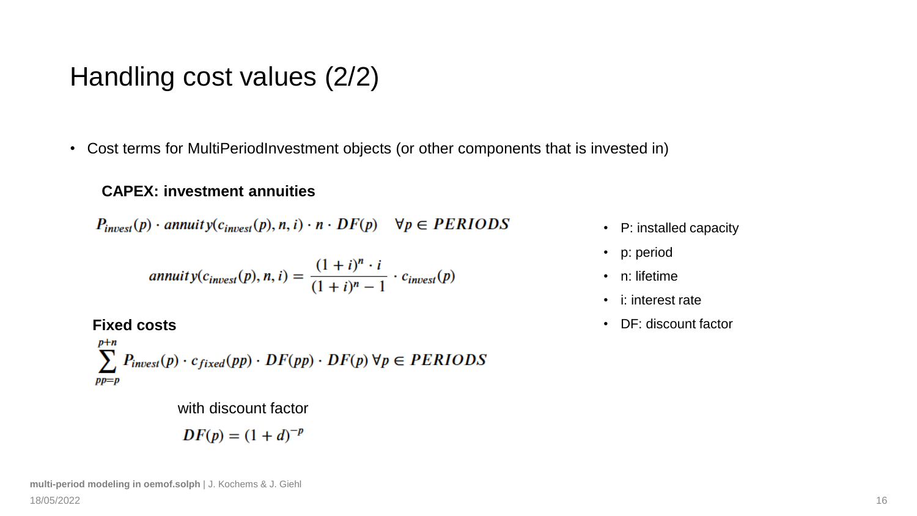# Handling cost values (2/2)

- Cost terms for MultiPeriodInvestment objects (or other components that is invested in)

**CAPEX: investment annuities**

$$P_{invest}(p) \cdot annuity(c_{invest}(p), n, i) \cdot n \cdot DF(p) \quad \forall p \in PERIODS$$

$$annuity(c_{invest}(p), n, i) = \frac{(1+i)^n \cdot i}{(1+i)^n - 1} \cdot c_{invest}(p)$$

**Fixed costs**

$$\sum_{pp=p}^{p+n} P_{invest}(p) \cdot c_{fixed}(pp) \cdot DF(pp) \cdot DF(p) \; \forall p \in PERIODS$$

with discount factor

$$DF(p) = (1+d)^{-p}$$

- P: installed capacity
- p: period
- n: lifetime
- i: interest rate
- DF: discount factor

**multi-period modeling in oemof.solph** | J. Kochems & J. Giehl

18/05/2022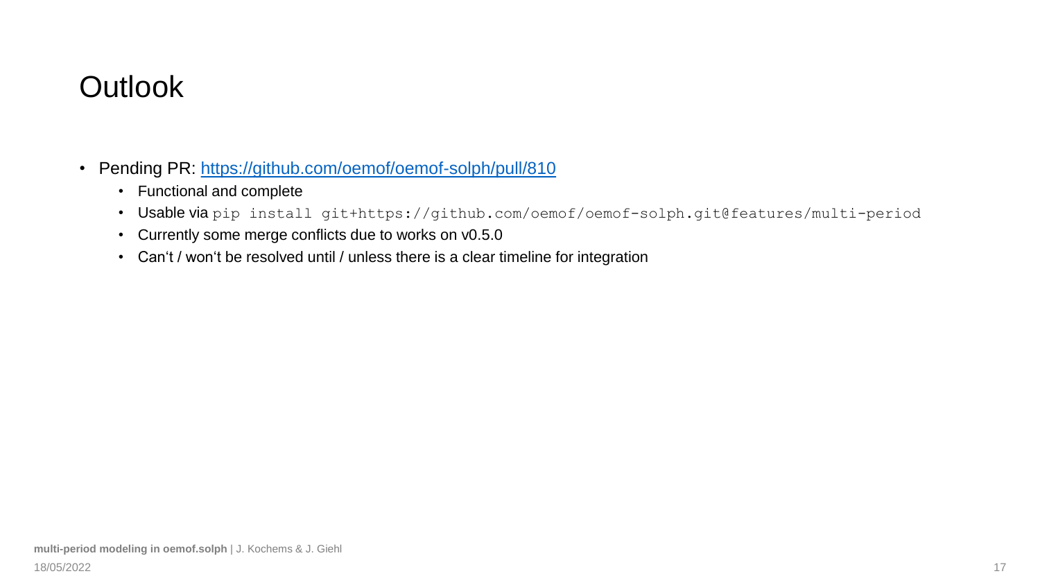# Outlook

- Pending PR: [https://github.com/oemof/oemof-solph/pull/810](https://github.com/oemof/oemof-solph/pull/810)
  - Functional and complete
  - Usable via `pip install git+https://github.com/oemof/oemof-solph.git@features/multi-period`
  - Currently some merge conflicts due to works on v0.5.0
  - Can't / won't be resolved until / unless there is a clear timeline for integration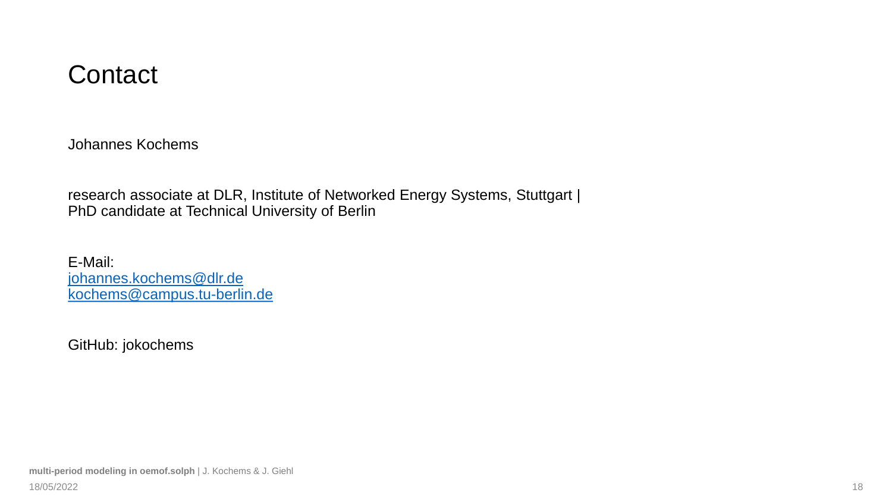# Contact

Johannes Kochems

research associate at DLR, Institute of Networked Energy Systems, Stuttgart |
PhD candidate at Technical University of Berlin

E-Mail:
johannes.kochems@dlr.de
kochems@campus.tu-berlin.de

GitHub: jokochems